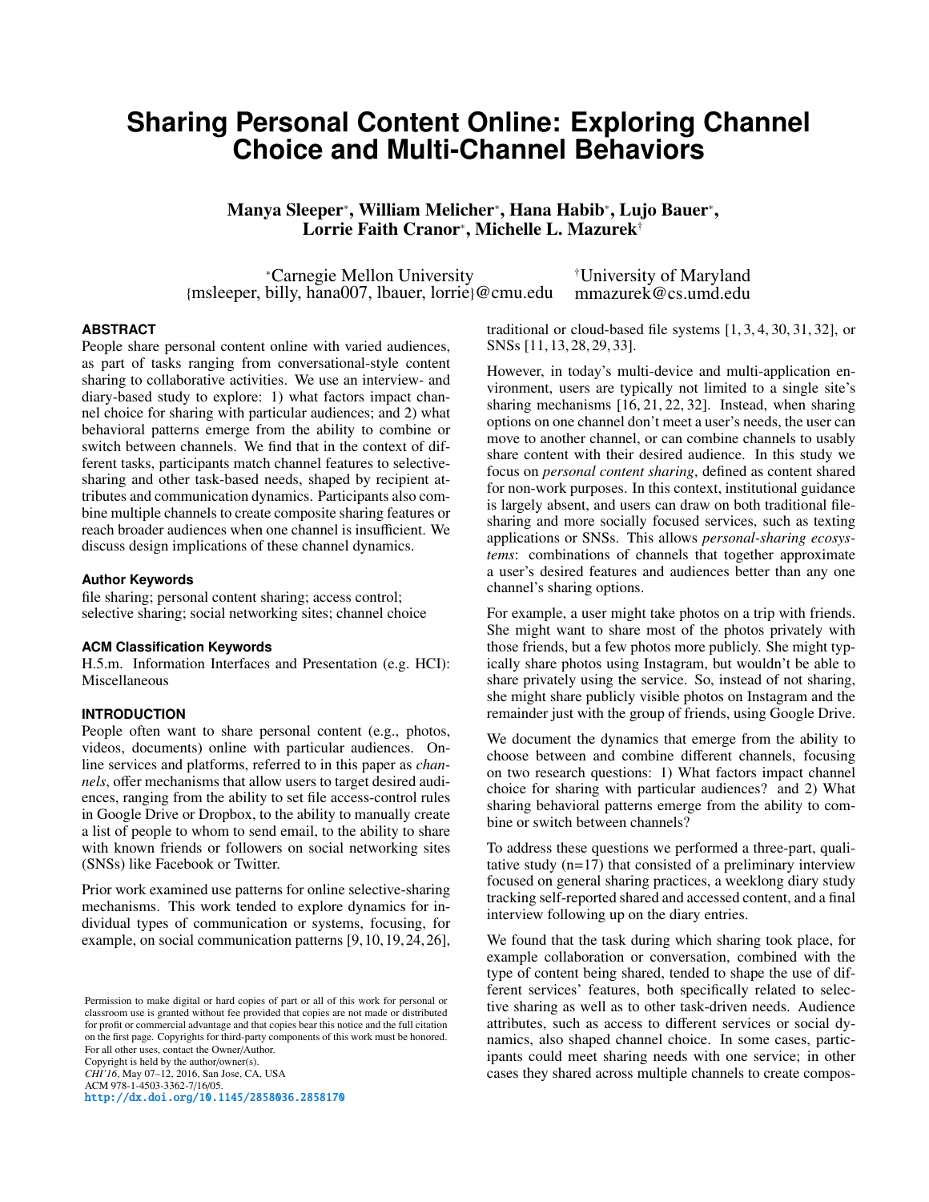# Sharing Personal Content Online: Exploring Channel Choice and Multi-Channel Behaviors

**Manya Sleeper*, William Melicher*, Hana Habib*, Lujo Bauer*, Lorrie Faith Cranor*, Michelle L. Mazurek†**

*Carnegie Mellon University
{msleeper, billy, hana007, lbauer, lorrie}@cmu.edu

†University of Maryland
mmazurek@cs.umd.edu

## ABSTRACT

People share personal content online with varied audiences, as part of tasks ranging from conversational-style content sharing to collaborative activities. We use an interview- and diary-based study to explore: 1) what factors impact channel choice for sharing with particular audiences; and 2) what behavioral patterns emerge from the ability to combine or switch between channels. We find that in the context of different tasks, participants match channel features to selective-sharing and other task-based needs, shaped by recipient attributes and communication dynamics. Participants also combine multiple channels to create composite sharing features or reach broader audiences when one channel is insufficient. We discuss design implications of these channel dynamics.

### Author Keywords

file sharing; personal content sharing; access control; selective sharing; social networking sites; channel choice

### ACM Classification Keywords

H.5.m. Information Interfaces and Presentation (e.g. HCI): Miscellaneous

## INTRODUCTION

People often want to share personal content (e.g., photos, videos, documents) online with particular audiences. Online services and platforms, referred to in this paper as *channels*, offer mechanisms that allow users to target desired audiences, ranging from the ability to set file access-control rules in Google Drive or Dropbox, to the ability to manually create a list of people to whom to send email, to the ability to share with known friends or followers on social networking sites (SNSs) like Facebook or Twitter.

Prior work examined use patterns for online selective-sharing mechanisms. This work tended to explore dynamics for individual types of communication or systems, focusing, for example, on social communication patterns [9, 10, 19, 24, 26], traditional or cloud-based file systems [1, 3, 4, 30, 31, 32], or SNSs [11, 13, 28, 29, 33].

However, in today's multi-device and multi-application environment, users are typically not limited to a single site's sharing mechanisms [16, 21, 22, 32]. Instead, when sharing options on one channel don't meet a user's needs, the user can move to another channel, or can combine channels to usably share content with their desired audience. In this study we focus on *personal content sharing*, defined as content shared for non-work purposes. In this context, institutional guidance is largely absent, and users can draw on both traditional file-sharing and more socially focused services, such as texting applications or SNSs. This allows *personal-sharing ecosystems*: combinations of channels that together approximate a user's desired features and audiences better than any one channel's sharing options.

For example, a user might take photos on a trip with friends. She might want to share most of the photos privately with those friends, but a few photos more publicly. She might typically share photos using Instagram, but wouldn't be able to share privately using the service. So, instead of not sharing, she might share publicly visible photos on Instagram and the remainder just with the group of friends, using Google Drive.

We document the dynamics that emerge from the ability to choose between and combine different channels, focusing on two research questions: 1) What factors impact channel choice for sharing with particular audiences? and 2) What sharing behavioral patterns emerge from the ability to combine or switch between channels?

To address these questions we performed a three-part, qualitative study (n=17) that consisted of a preliminary interview focused on general sharing practices, a weeklong diary study tracking self-reported shared and accessed content, and a final interview following up on the diary entries.

We found that the task during which sharing took place, for example collaboration or conversation, combined with the type of content being shared, tended to shape the use of different services' features, both specifically related to selective sharing as well as to other task-driven needs. Audience attributes, such as access to different services or social dynamics, also shaped channel choice. In some cases, participants could meet sharing needs with one service; in other cases they shared across multiple channels to create compos-

Permission to make digital or hard copies of part or all of this work for personal or classroom use is granted without fee provided that copies are not made or distributed for profit or commercial advantage and that copies bear this notice and the full citation on the first page. Copyrights for third-party components of this work must be honored. For all other uses, contact the Owner/Author.
Copyright is held by the author/owner(s).
*CHI'16*, May 07–12, 2016, San Jose, CA, USA
ACM 978-1-4503-3362-7/16/05.
http://dx.doi.org/10.1145/2858036.2858170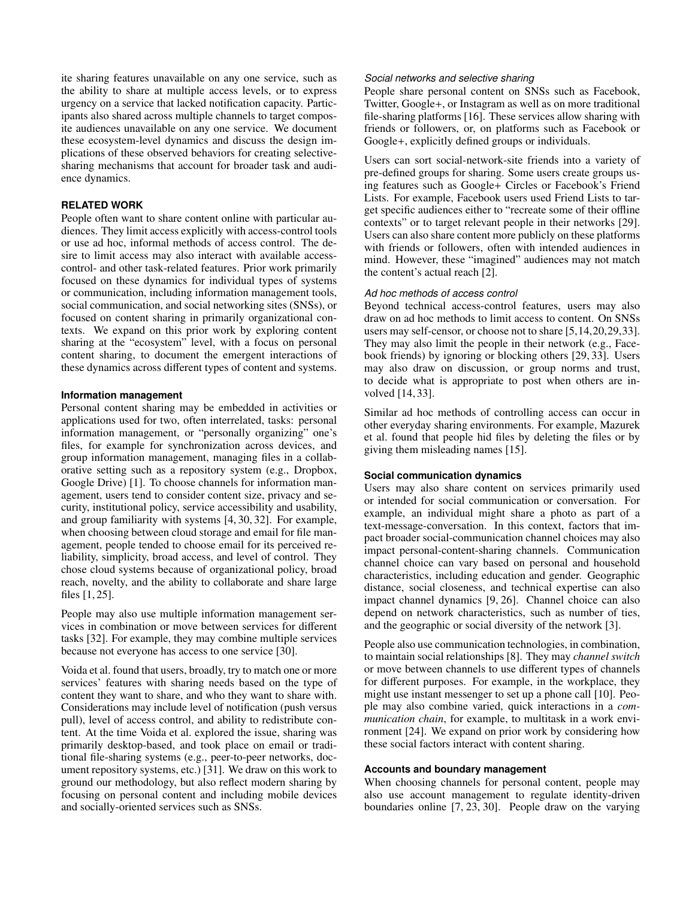ite sharing features unavailable on any one service, such as the ability to share at multiple access levels, or to express urgency on a service that lacked notification capacity. Participants also shared across multiple channels to target composite audiences unavailable on any one service. We document these ecosystem-level dynamics and discuss the design implications of these observed behaviors for creating selective-sharing mechanisms that account for broader task and audience dynamics.

## RELATED WORK

People often want to share content online with particular audiences. They limit access explicitly with access-control tools or use ad hoc, informal methods of access control. The desire to limit access may also interact with available access-control- and other task-related features. Prior work primarily focused on these dynamics for individual types of systems or communication, including information management tools, social communication, and social networking sites (SNSs), or focused on content sharing in primarily organizational contexts. We expand on this prior work by exploring content sharing at the "ecosystem" level, with a focus on personal content sharing, to document the emergent interactions of these dynamics across different types of content and systems.

### Information management

Personal content sharing may be embedded in activities or applications used for two, often interrelated, tasks: personal information management, or "personally organizing" one's files, for example for synchronization across devices, and group information management, managing files in a collaborative setting such as a repository system (e.g., Dropbox, Google Drive) [1]. To choose channels for information management, users tend to consider content size, privacy and security, institutional policy, service accessibility and usability, and group familiarity with systems [4, 30, 32]. For example, when choosing between cloud storage and email for file management, people tended to choose email for its perceived reliability, simplicity, broad access, and level of control. They chose cloud systems because of organizational policy, broad reach, novelty, and the ability to collaborate and share large files [1, 25].

People may also use multiple information management services in combination or move between services for different tasks [32]. For example, they may combine multiple services because not everyone has access to one service [30].

Voida et al. found that users, broadly, try to match one or more services' features with sharing needs based on the type of content they want to share, and who they want to share with. Considerations may include level of notification (push versus pull), level of access control, and ability to redistribute content. At the time Voida et al. explored the issue, sharing was primarily desktop-based, and took place on email or traditional file-sharing systems (e.g., peer-to-peer networks, document repository systems, etc.) [31]. We draw on this work to ground our methodology, but also reflect modern sharing by focusing on personal content and including mobile devices and socially-oriented services such as SNSs.

#### *Social networks and selective sharing*

People share personal content on SNSs such as Facebook, Twitter, Google+, or Instagram as well as on more traditional file-sharing platforms [16]. These services allow sharing with friends or followers, or, on platforms such as Facebook or Google+, explicitly defined groups or individuals.

Users can sort social-network-site friends into a variety of pre-defined groups for sharing. Some users create groups using features such as Google+ Circles or Facebook's Friend Lists. For example, Facebook users used Friend Lists to target specific audiences either to "recreate some of their offline contexts" or to target relevant people in their networks [29]. Users can also share content more publicly on these platforms with friends or followers, often with intended audiences in mind. However, these "imagined" audiences may not match the content's actual reach [2].

#### *Ad hoc methods of access control*

Beyond technical access-control features, users may also draw on ad hoc methods to limit access to content. On SNSs users may self-censor, or choose not to share [5,14,20,29,33]. They may also limit the people in their network (e.g., Facebook friends) by ignoring or blocking others [29, 33]. Users may also draw on discussion, or group norms and trust, to decide what is appropriate to post when others are involved [14, 33].

Similar ad hoc methods of controlling access can occur in other everyday sharing environments. For example, Mazurek et al. found that people hid files by deleting the files or by giving them misleading names [15].

### Social communication dynamics

Users may also share content on services primarily used or intended for social communication or conversation. For example, an individual might share a photo as part of a text-message-conversation. In this context, factors that impact broader social-communication channel choices may also impact personal-content-sharing channels. Communication channel choice can vary based on personal and household characteristics, including education and gender. Geographic distance, social closeness, and technical expertise can also impact channel dynamics [9, 26]. Channel choice can also depend on network characteristics, such as number of ties, and the geographic or social diversity of the network [3].

People also use communication technologies, in combination, to maintain social relationships [8]. They may *channel switch* or move between channels to use different types of channels for different purposes. For example, in the workplace, they might use instant messenger to set up a phone call [10]. People may also combine varied, quick interactions in a *communication chain*, for example, to multitask in a work environment [24]. We expand on prior work by considering how these social factors interact with content sharing.

### Accounts and boundary management

When choosing channels for personal content, people may also use account management to regulate identity-driven boundaries online [7, 23, 30]. People draw on the varying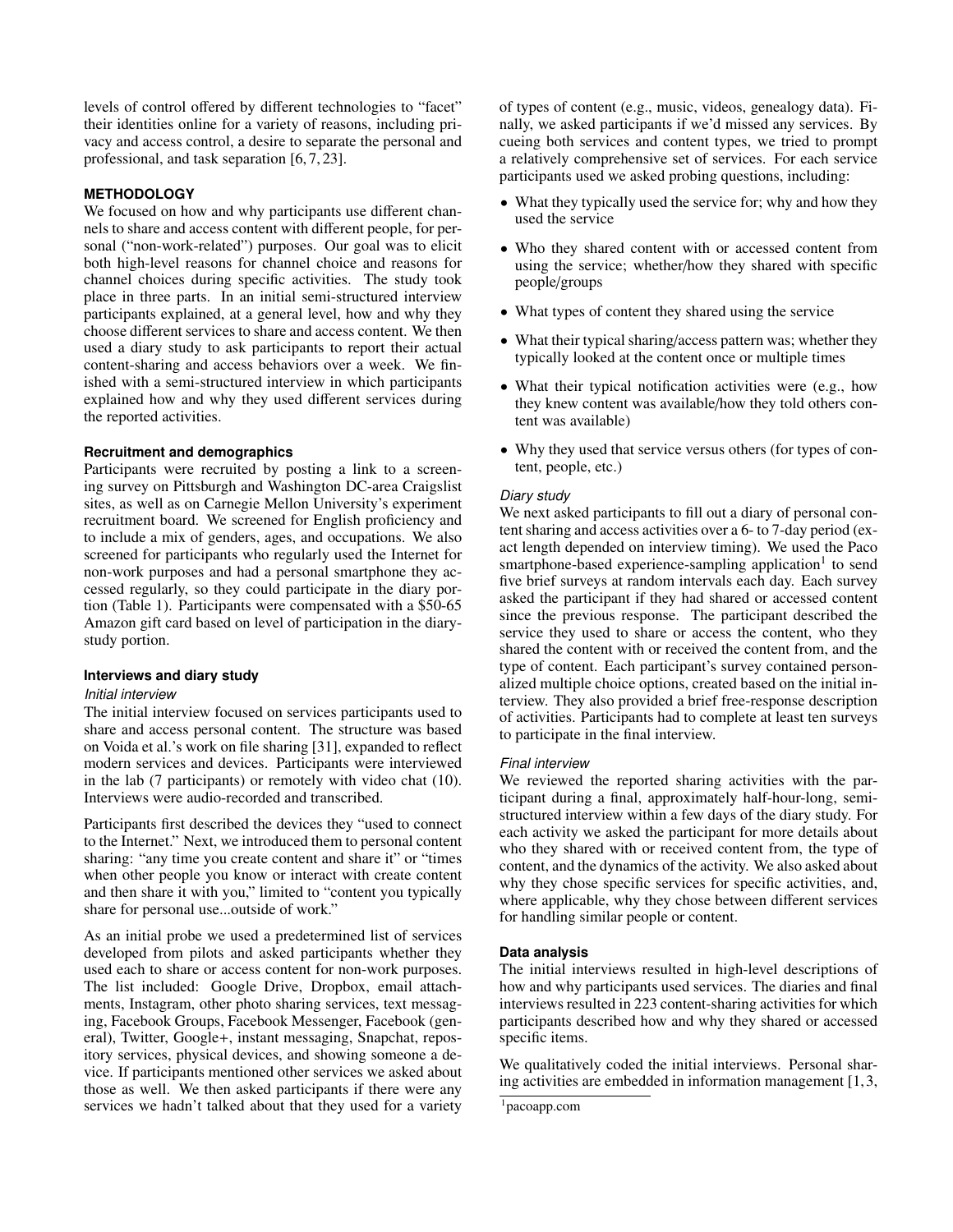levels of control offered by different technologies to "facet" their identities online for a variety of reasons, including privacy and access control, a desire to separate the personal and professional, and task separation [6, 7, 23].

## METHODOLOGY

We focused on how and why participants use different channels to share and access content with different people, for personal ("non-work-related") purposes. Our goal was to elicit both high-level reasons for channel choice and reasons for channel choices during specific activities. The study took place in three parts. In an initial semi-structured interview participants explained, at a general level, how and why they choose different services to share and access content. We then used a diary study to ask participants to report their actual content-sharing and access behaviors over a week. We finished with a semi-structured interview in which participants explained how and why they used different services during the reported activities.

### Recruitment and demographics

Participants were recruited by posting a link to a screening survey on Pittsburgh and Washington DC-area Craigslist sites, as well as on Carnegie Mellon University's experiment recruitment board. We screened for English proficiency and to include a mix of genders, ages, and occupations. We also screened for participants who regularly used the Internet for non-work purposes and had a personal smartphone they accessed regularly, so they could participate in the diary portion (Table 1). Participants were compensated with a $50-65 Amazon gift card based on level of participation in the diary-study portion.

### Interviews and diary study

#### *Initial interview*

The initial interview focused on services participants used to share and access personal content. The structure was based on Voida et al.'s work on file sharing [31], expanded to reflect modern services and devices. Participants were interviewed in the lab (7 participants) or remotely with video chat (10). Interviews were audio-recorded and transcribed.

Participants first described the devices they "used to connect to the Internet." Next, we introduced them to personal content sharing: "any time you create content and share it" or "times when other people you know or interact with create content and then share it with you," limited to "content you typically share for personal use...outside of work."

As an initial probe we used a predetermined list of services developed from pilots and asked participants whether they used each to share or access content for non-work purposes. The list included: Google Drive, Dropbox, email attachments, Instagram, other photo sharing services, text messaging, Facebook Groups, Facebook Messenger, Facebook (general), Twitter, Google+, instant messaging, Snapchat, repository services, physical devices, and showing someone a device. If participants mentioned other services we asked about those as well. We then asked participants if there were any services we hadn't talked about that they used for a variety of types of content (e.g., music, videos, genealogy data). Finally, we asked participants if we'd missed any services. By cueing both services and content types, we tried to prompt a relatively comprehensive set of services. For each service participants used we asked probing questions, including:

- What they typically used the service for; why and how they used the service
- Who they shared content with or accessed content from using the service; whether/how they shared with specific people/groups
- What types of content they shared using the service
- What their typical sharing/access pattern was; whether they typically looked at the content once or multiple times
- What their typical notification activities were (e.g., how they knew content was available/how they told others content was available)
- Why they used that service versus others (for types of content, people, etc.)

#### *Diary study*

We next asked participants to fill out a diary of personal content sharing and access activities over a 6- to 7-day period (exact length depended on interview timing). We used the Paco smartphone-based experience-sampling application[1] to send five brief surveys at random intervals each day. Each survey asked the participant if they had shared or accessed content since the previous response. The participant described the service they used to share or access the content, who they shared the content with or received the content from, and the type of content. Each participant's survey contained personalized multiple choice options, created based on the initial interview. They also provided a brief free-response description of activities. Participants had to complete at least ten surveys to participate in the final interview.

#### *Final interview*

We reviewed the reported sharing activities with the participant during a final, approximately half-hour-long, semi-structured interview within a few days of the diary study. For each activity we asked the participant for more details about who they shared with or received content from, the type of content, and the dynamics of the activity. We also asked about why they chose specific services for specific activities, and, where applicable, why they chose between different services for handling similar people or content.

### Data analysis

The initial interviews resulted in high-level descriptions of how and why participants used services. The diaries and final interviews resulted in 223 content-sharing activities for which participants described how and why they shared or accessed specific items.

We qualitatively coded the initial interviews. Personal sharing activities are embedded in information management [1, 3,

[1] pacoapp.com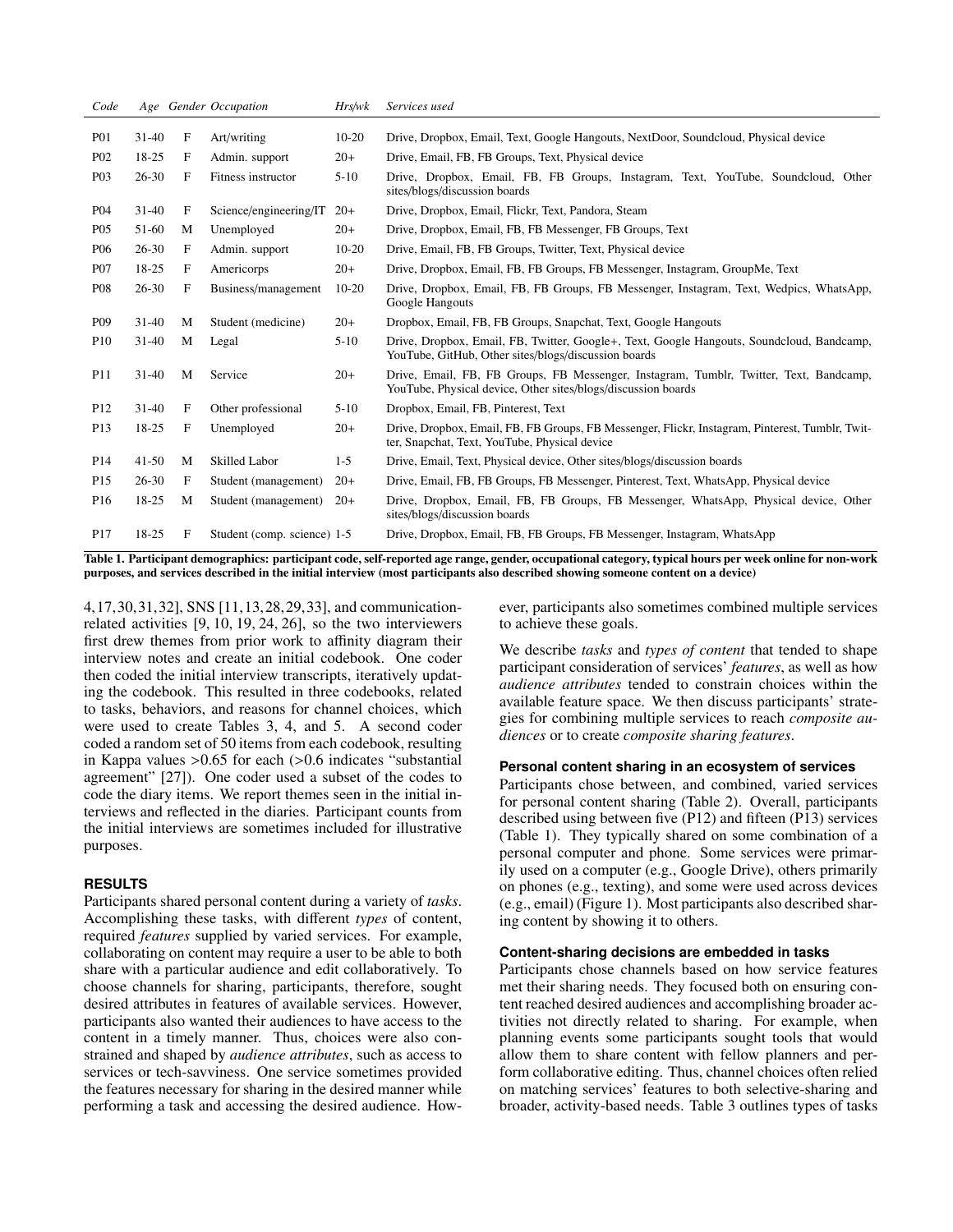| *Code* | *Age* | *Gender* | *Occupation* | *Hrs/wk* | *Services used* |
|---|---|---|---|---|---|
| P01 | 31-40 | F | Art/writing | 10-20 | Drive, Dropbox, Email, Text, Google Hangouts, NextDoor, Soundcloud, Physical device |
| P02 | 18-25 | F | Admin. support | 20+ | Drive, Email, FB, FB Groups, Text, Physical device |
| P03 | 26-30 | F | Fitness instructor | 5-10 | Drive, Dropbox, Email, FB, FB Groups, Instagram, Text, YouTube, Soundcloud, Other sites/blogs/discussion boards |
| P04 | 31-40 | F | Science/engineering/IT | 20+ | Drive, Dropbox, Email, Flickr, Text, Pandora, Steam |
| P05 | 51-60 | M | Unemployed | 20+ | Drive, Dropbox, Email, FB, FB Messenger, FB Groups, Text |
| P06 | 26-30 | F | Admin. support | 10-20 | Drive, Email, FB, FB Groups, Twitter, Text, Physical device |
| P07 | 18-25 | F | Americorps | 20+ | Drive, Dropbox, Email, FB, FB Groups, FB Messenger, Instagram, GroupMe, Text |
| P08 | 26-30 | F | Business/management | 10-20 | Drive, Dropbox, Email, FB, FB Groups, FB Messenger, Instagram, Text, Wedpics, WhatsApp, Google Hangouts |
| P09 | 31-40 | M | Student (medicine) | 20+ | Dropbox, Email, FB, FB Groups, Snapchat, Text, Google Hangouts |
| P10 | 31-40 | M | Legal | 5-10 | Drive, Dropbox, Email, FB, Twitter, Google+, Text, Google Hangouts, Soundcloud, Bandcamp, YouTube, GitHub, Other sites/blogs/discussion boards |
| P11 | 31-40 | M | Service | 20+ | Drive, Email, FB, FB Groups, FB Messenger, Instagram, Tumblr, Twitter, Text, Bandcamp, YouTube, Physical device, Other sites/blogs/discussion boards |
| P12 | 31-40 | F | Other professional | 5-10 | Dropbox, Email, FB, Pinterest, Text |
| P13 | 18-25 | F | Unemployed | 20+ | Drive, Dropbox, Email, FB, FB Groups, FB Messenger, Flickr, Instagram, Pinterest, Tumblr, Twitter, Snapchat, Text, YouTube, Physical device |
| P14 | 41-50 | M | Skilled Labor | 1-5 | Drive, Email, Text, Physical device, Other sites/blogs/discussion boards |
| P15 | 26-30 | F | Student (management) | 20+ | Drive, Email, FB, FB Groups, FB Messenger, Pinterest, Text, WhatsApp, Physical device |
| P16 | 18-25 | M | Student (management) | 20+ | Drive, Dropbox, Email, FB, FB Groups, FB Messenger, WhatsApp, Physical device, Other sites/blogs/discussion boards |
| P17 | 18-25 | F | Student (comp. science) | 1-5 | Drive, Dropbox, Email, FB, FB Groups, FB Messenger, Instagram, WhatsApp |

**Table 1. Participant demographics: participant code, self-reported age range, gender, occupational category, typical hours per week online for non-work purposes, and services described in the initial interview (most participants also described showing someone content on a device)**

4,17,30,31,32], SNS [11,13,28,29,33], and communication-related activities [9, 10, 19, 24, 26], so the two interviewers first drew themes from prior work to affinity diagram their interview notes and create an initial codebook. One coder then coded the initial interview transcripts, iteratively updating the codebook. This resulted in three codebooks, related to tasks, behaviors, and reasons for channel choices, which were used to create Tables 3, 4, and 5. A second coder coded a random set of 50 items from each codebook, resulting in Kappa values >0.65 for each (>0.6 indicates "substantial agreement" [27]). One coder used a subset of the codes to code the diary items. We report themes seen in the initial interviews and reflected in the diaries. Participant counts from the initial interviews are sometimes included for illustrative purposes.

## RESULTS

Participants shared personal content during a variety of *tasks*. Accomplishing these tasks, with different *types* of content, required *features* supplied by varied services. For example, collaborating on content may require a user to be able to both share with a particular audience and edit collaboratively. To choose channels for sharing, participants, therefore, sought desired attributes in features of available services. However, participants also wanted their audiences to have access to the content in a timely manner. Thus, choices were also constrained and shaped by *audience attributes*, such as access to services or tech-savviness. One service sometimes provided the features necessary for sharing in the desired manner while performing a task and accessing the desired audience. However, participants also sometimes combined multiple services to achieve these goals.

We describe *tasks* and *types of content* that tended to shape participant consideration of services' *features*, as well as how *audience attributes* tended to constrain choices within the available feature space. We then discuss participants' strategies for combining multiple services to reach *composite audiences* or to create *composite sharing features*.

### Personal content sharing in an ecosystem of services

Participants chose between, and combined, varied services for personal content sharing (Table 2). Overall, participants described using between five (P12) and fifteen (P13) services (Table 1). They typically shared on some combination of a personal computer and phone. Some services were primarily used on a computer (e.g., Google Drive), others primarily on phones (e.g., texting), and some were used across devices (e.g., email) (Figure 1). Most participants also described sharing content by showing it to others.

### Content-sharing decisions are embedded in tasks

Participants chose channels based on how service features met their sharing needs. They focused both on ensuring content reached desired audiences and accomplishing broader activities not directly related to sharing. For example, when planning events some participants sought tools that would allow them to share content with fellow planners and perform collaborative editing. Thus, channel choices often relied on matching services' features to both selective-sharing and broader, activity-based needs. Table 3 outlines types of tasks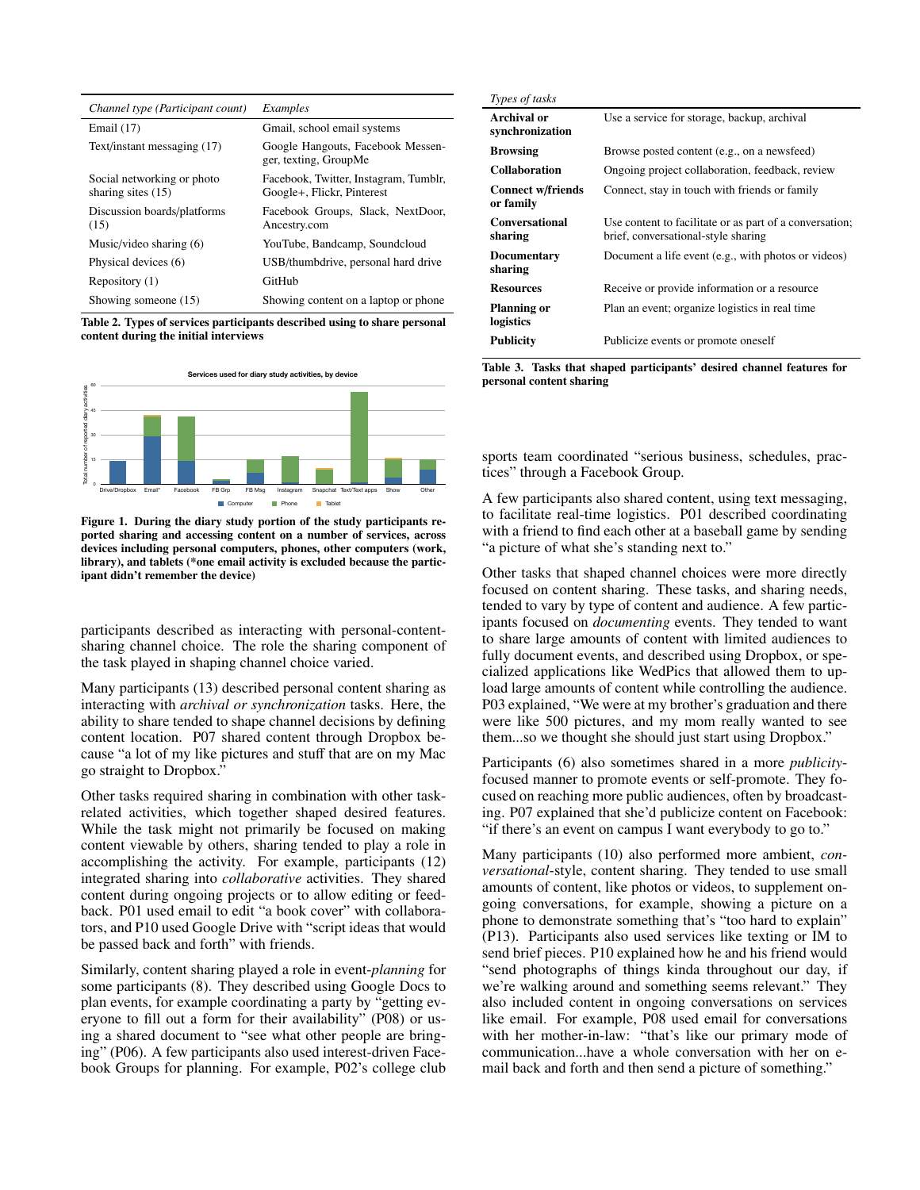| *Channel type (Participant count)* | *Examples* |
|---|---|
| Email (17) | Gmail, school email systems |
| Text/instant messaging (17) | Google Hangouts, Facebook Messenger, texting, GroupMe |
| Social networking or photo sharing sites (15) | Facebook, Twitter, Instagram, Tumblr, Google+, Flickr, Pinterest |
| Discussion boards/platforms (15) | Facebook Groups, Slack, NextDoor, Ancestry.com |
| Music/video sharing (6) | YouTube, Bandcamp, Soundcloud |
| Physical devices (6) | USB/thumbdrive, personal hard drive |
| Repository (1) | GitHub |
| Showing someone (15) | Showing content on a laptop or phone |

**Table 2. Types of services participants described using to share personal content during the initial interviews**

Figure 1. During the diary study portion of the study participants reported sharing and accessing content on a number of services, across devices including personal computers, phones, other computers (work, library), and tablets (*one email activity is excluded because the participant didn't remember the device)

participants described as interacting with personal-content-sharing channel choice. The role the sharing component of the task played in shaping channel choice varied.

Many participants (13) described personal content sharing as interacting with *archival or synchronization* tasks. Here, the ability to share tended to shape channel decisions by defining content location. P07 shared content through Dropbox because "a lot of my like pictures and stuff that are on my Mac go straight to Dropbox."

Other tasks required sharing in combination with other task-related activities, which together shaped desired features. While the task might not primarily be focused on making content viewable by others, sharing tended to play a role in accomplishing the activity. For example, participants (12) integrated sharing into *collaborative* activities. They shared content during ongoing projects or to allow editing or feedback. P01 used email to edit "a book cover" with collaborators, and P10 used Google Drive with "script ideas that would be passed back and forth" with friends.

Similarly, content sharing played a role in event-*planning* for some participants (8). They described using Google Docs to plan events, for example coordinating a party by "getting everyone to fill out a form for their availability" (P08) or using a shared document to "see what other people are bringing" (P06). A few participants also used interest-driven Facebook Groups for planning. For example, P02's college club sports team coordinated "serious business, schedules, practices" through a Facebook Group.

| *Types of tasks* | |
|---|---|
| **Archival or synchronization** | Use a service for storage, backup, archival |
| **Browsing** | Browse posted content (e.g., on a newsfeed) |
| **Collaboration** | Ongoing project collaboration, feedback, review |
| **Connect w/friends or family** | Connect, stay in touch with friends or family |
| **Conversational sharing** | Use content to facilitate or as part of a conversation; brief, conversational-style sharing |
| **Documentary sharing** | Document a life event (e.g., with photos or videos) |
| **Resources** | Receive or provide information or a resource |
| **Planning or logistics** | Plan an event; organize logistics in real time |
| **Publicity** | Publicize events or promote oneself |

**Table 3. Tasks that shaped participants' desired channel features for personal content sharing**

A few participants also shared content, using text messaging, to facilitate real-time logistics. P01 described coordinating with a friend to find each other at a baseball game by sending "a picture of what she's standing next to."

Other tasks that shaped channel choices were more directly focused on content sharing. These tasks, and sharing needs, tended to vary by type of content and audience. A few participants focused on *documenting* events. They tended to want to share large amounts of content with limited audiences to fully document events, and described using Dropbox, or specialized applications like WedPics that allowed them to upload large amounts of content while controlling the audience. P03 explained, "We were at my brother's graduation and there were like 500 pictures, and my mom really wanted to see them...so we thought she should just start using Dropbox."

Participants (6) also sometimes shared in a more *publicity*-focused manner to promote events or self-promote. They focused on reaching more public audiences, often by broadcasting. P07 explained that she'd publicize content on Facebook: "if there's an event on campus I want everybody to go to."

Many participants (10) also performed more ambient, *conversational*-style, content sharing. They tended to use small amounts of content, like photos or videos, to supplement ongoing conversations, for example, showing a picture on a phone to demonstrate something that's "too hard to explain" (P13). Participants also used services like texting or IM to send brief pieces. P10 explained how he and his friend would "send photographs of things kinda throughout our day, if we're walking around and something seems relevant." They also included content in ongoing conversations on services like email. For example, P08 used email for conversations with her mother-in-law: "that's like our primary mode of communication...have a whole conversation with her on e-mail back and forth and then send a picture of something."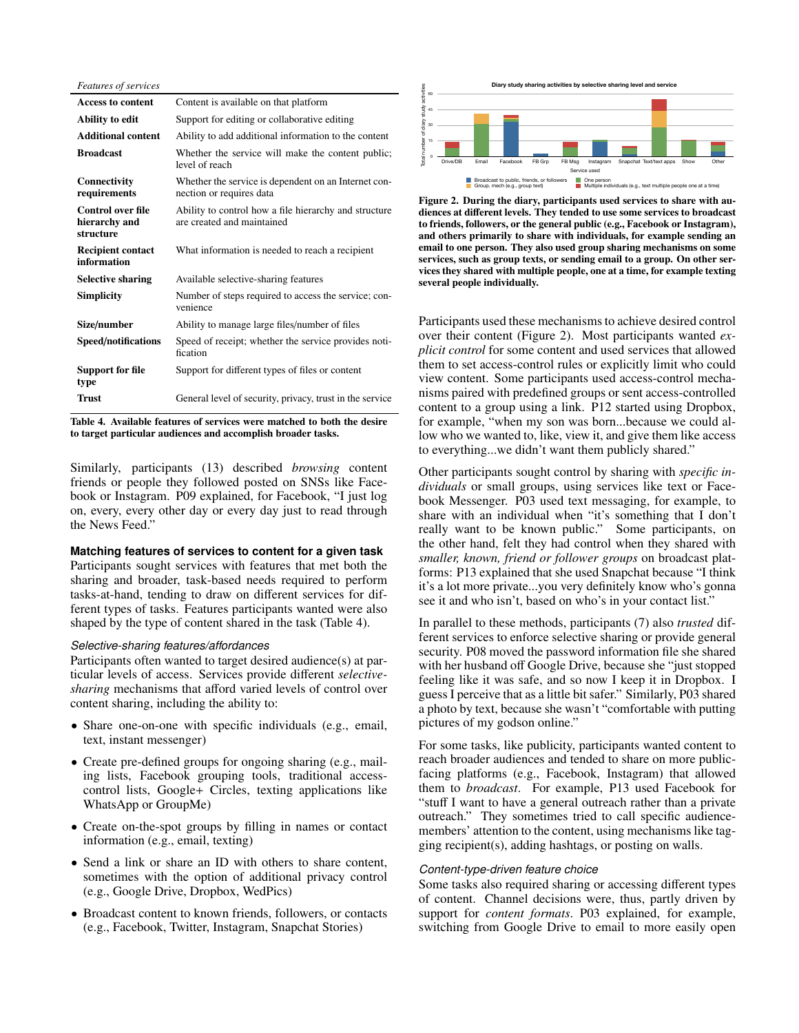| *Features of services* | |
|---|---|
| **Access to content** | Content is available on that platform |
| **Ability to edit** | Support for editing or collaborative editing |
| **Additional content** | Ability to add additional information to the content |
| **Broadcast** | Whether the service will make the content public; level of reach |
| **Connectivity requirements** | Whether the service is dependent on an Internet connection or requires data |
| **Control over file hierarchy and structure** | Ability to control how a file hierarchy and structure are created and maintained |
| **Recipient contact information** | What information is needed to reach a recipient |
| **Selective sharing** | Available selective-sharing features |
| **Simplicity** | Number of steps required to access the service; convenience |
| **Size/number** | Ability to manage large files/number of files |
| **Speed/notifications** | Speed of receipt; whether the service provides notification |
| **Support for file type** | Support for different types of files or content |
| **Trust** | General level of security, privacy, trust in the service |

**Table 4. Available features of services were matched to both the desire to target particular audiences and accomplish broader tasks.**

Similarly, participants (13) described *browsing* content friends or people they followed posted on SNSs like Facebook or Instagram. P09 explained, for Facebook, "I just log on, every, every other day or every day just to read through the News Feed."

### Matching features of services to content for a given task

Participants sought services with features that met both the sharing and broader, task-based needs required to perform tasks-at-hand, tending to draw on different services for different types of tasks. Features participants wanted were also shaped by the type of content shared in the task (Table 4).

#### *Selective-sharing features/affordances*

Participants often wanted to target desired audience(s) at particular levels of access. Services provide different *selective-sharing* mechanisms that afford varied levels of control over content sharing, including the ability to:

- Share one-on-one with specific individuals (e.g., email, text, instant messenger)
- Create pre-defined groups for ongoing sharing (e.g., mailing lists, Facebook grouping tools, traditional access-control lists, Google+ Circles, texting applications like WhatsApp or GroupMe)
- Create on-the-spot groups by filling in names or contact information (e.g., email, texting)
- Send a link or share an ID with others to share content, sometimes with the option of additional privacy control (e.g., Google Drive, Dropbox, WedPics)
- Broadcast content to known friends, followers, or contacts (e.g., Facebook, Twitter, Instagram, Snapchat Stories)

**Figure 2. During the diary, participants used services to share with audiences at different levels. They tended to use some services to broadcast to friends, followers, or the general public (e.g., Facebook or Instagram), and others primarily to share with individuals, for example sending an email to one person. They also used group sharing mechanisms on some services, such as group texts, or sending email to a group. On other services they shared with multiple people, one at a time, for example texting several people individually.**

Participants used these mechanisms to achieve desired control over their content (Figure 2). Most participants wanted *explicit control* for some content and used services that allowed them to set access-control rules or explicitly limit who could view content. Some participants used access-control mechanisms paired with predefined groups or sent access-controlled content to a group using a link. P12 started using Dropbox, for example, "when my son was born...because we could allow who we wanted to, like, view it, and give them like access to everything...we didn't want them publicly shared."

Other participants sought control by sharing with *specific individuals* or small groups, using services like text or Facebook Messenger. P03 used text messaging, for example, to share with an individual when "it's something that I don't really want to be known public." Some participants, on the other hand, felt they had control when they shared with *smaller, known, friend or follower groups* on broadcast platforms: P13 explained that she used Snapchat because "I think it's a lot more private...you very definitely know who's gonna see it and who isn't, based on who's in your contact list."

In parallel to these methods, participants (7) also *trusted* different services to enforce selective sharing or provide general security. P08 moved the password information file she shared with her husband off Google Drive, because she "just stopped feeling like it was safe, and so now I keep it in Dropbox. I guess I perceive that as a little bit safer." Similarly, P03 shared a photo by text, because she wasn't "comfortable with putting pictures of my godson online."

For some tasks, like publicity, participants wanted content to reach broader audiences and tended to share on more public-facing platforms (e.g., Facebook, Instagram) that allowed them to *broadcast*. For example, P13 used Facebook for "stuff I want to have a general outreach rather than a private outreach." They sometimes tried to call specific audience-members' attention to the content, using mechanisms like tagging recipient(s), adding hashtags, or posting on walls.

#### *Content-type-driven feature choice*

Some tasks also required sharing or accessing different types of content. Channel decisions were, thus, partly driven by support for *content formats*. P03 explained, for example, switching from Google Drive to email to more easily open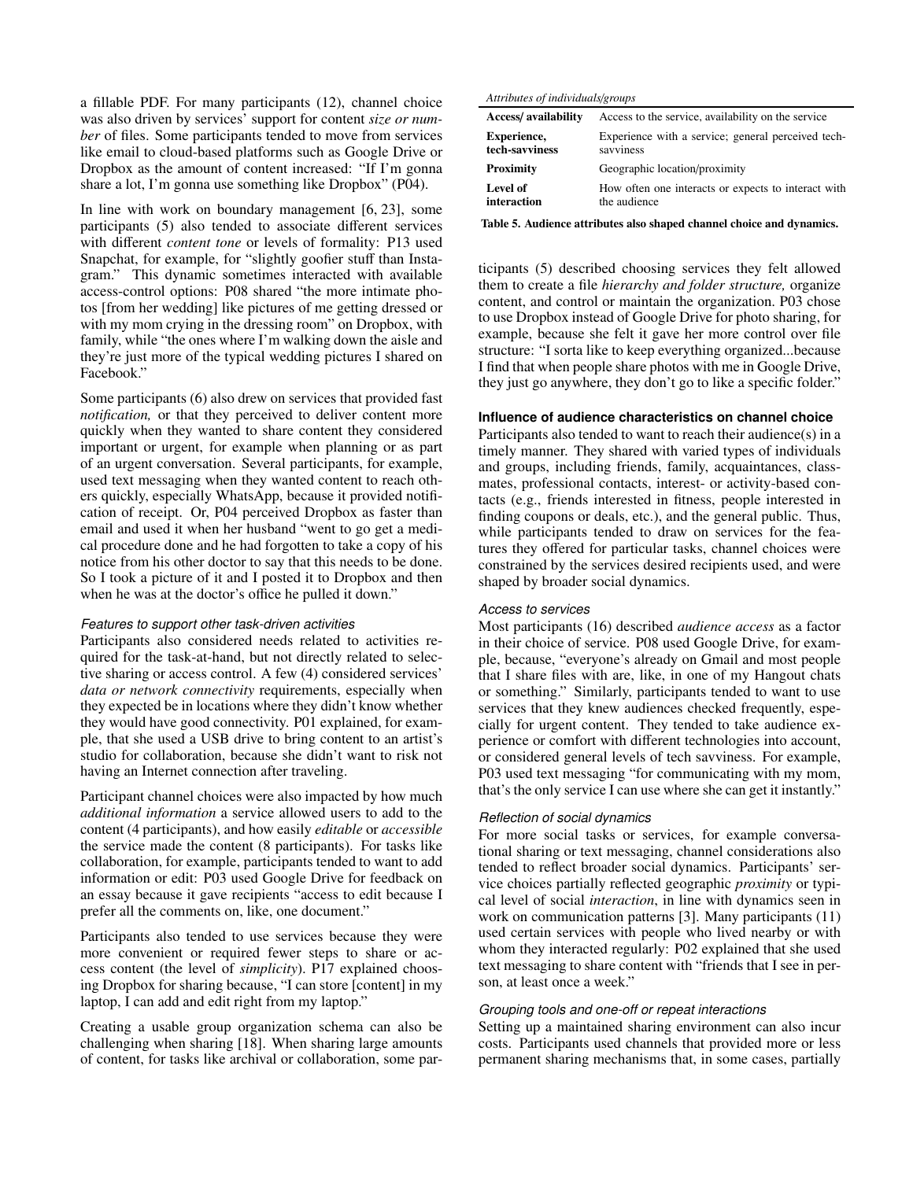a fillable PDF. For many participants (12), channel choice was also driven by services' support for content *size or number* of files. Some participants tended to move from services like email to cloud-based platforms such as Google Drive or Dropbox as the amount of content increased: "If I'm gonna share a lot, I'm gonna use something like Dropbox" (P04).

In line with work on boundary management [6, 23], some participants (5) also tended to associate different services with different *content tone* or levels of formality: P13 used Snapchat, for example, for "slightly goofier stuff than Instagram." This dynamic sometimes interacted with available access-control options: P08 shared "the more intimate photos [from her wedding] like pictures of me getting dressed or with my mom crying in the dressing room" on Dropbox, with family, while "the ones where I'm walking down the aisle and they're just more of the typical wedding pictures I shared on Facebook."

Some participants (6) also drew on services that provided fast *notification,* or that they perceived to deliver content more quickly when they wanted to share content they considered important or urgent, for example when planning or as part of an urgent conversation. Several participants, for example, used text messaging when they wanted content to reach others quickly, especially WhatsApp, because it provided notification of receipt. Or, P04 perceived Dropbox as faster than email and used it when her husband "went to go get a medical procedure done and he had forgotten to take a copy of his notice from his other doctor to say that this needs to be done. So I took a picture of it and I posted it to Dropbox and then when he was at the doctor's office he pulled it down."

### *Features to support other task-driven activities*

Participants also considered needs related to activities required for the task-at-hand, but not directly related to selective sharing or access control. A few (4) considered services' *data or network connectivity* requirements, especially when they expected be in locations where they didn't know whether they would have good connectivity. P01 explained, for example, that she used a USB drive to bring content to an artist's studio for collaboration, because she didn't want to risk not having an Internet connection after traveling.

Participant channel choices were also impacted by how much *additional information* a service allowed users to add to the content (4 participants), and how easily *editable* or *accessible* the service made the content (8 participants). For tasks like collaboration, for example, participants tended to want to add information or edit: P03 used Google Drive for feedback on an essay because it gave recipients "access to edit because I prefer all the comments on, like, one document."

Participants also tended to use services because they were more convenient or required fewer steps to share or access content (the level of *simplicity*). P17 explained choosing Dropbox for sharing because, "I can store [content] in my laptop, I can add and edit right from my laptop."

Creating a usable group organization schema can also be challenging when sharing [18]. When sharing large amounts of content, for tasks like archival or collaboration, some participants (5) described choosing services they felt allowed them to create a file *hierarchy and folder structure,* organize content, and control or maintain the organization. P03 chose to use Dropbox instead of Google Drive for photo sharing, for example, because she felt it gave her more control over file structure: "I sorta like to keep everything organized...because I find that when people share photos with me in Google Drive, they just go anywhere, they don't go to like a specific folder."

*Attributes of individuals/groups*

| | |
|---|---|
| **Access/ availability** | Access to the service, availability on the service |
| **Experience, tech-savviness** | Experience with a service; general perceived tech-savviness |
| **Proximity** | Geographic location/proximity |
| **Level of interaction** | How often one interacts or expects to interact with the audience |

**Table 5. Audience attributes also shaped channel choice and dynamics.**

### Influence of audience characteristics on channel choice

Participants also tended to want to reach their audience(s) in a timely manner. They shared with varied types of individuals and groups, including friends, family, acquaintances, classmates, professional contacts, interest- or activity-based contacts (e.g., friends interested in fitness, people interested in finding coupons or deals, etc.), and the general public. Thus, while participants tended to draw on services for the features they offered for particular tasks, channel choices were constrained by the services desired recipients used, and were shaped by broader social dynamics.

### *Access to services*

Most participants (16) described *audience access* as a factor in their choice of service. P08 used Google Drive, for example, because, "everyone's already on Gmail and most people that I share files with are, like, in one of my Hangout chats or something." Similarly, participants tended to want to use services that they knew audiences checked frequently, especially for urgent content. They tended to take audience experience or comfort with different technologies into account, or considered general levels of tech savviness. For example, P03 used text messaging "for communicating with my mom, that's the only service I can use where she can get it instantly."

### *Reflection of social dynamics*

For more social tasks or services, for example conversational sharing or text messaging, channel considerations also tended to reflect broader social dynamics. Participants' service choices partially reflected geographic *proximity* or typical level of social *interaction*, in line with dynamics seen in work on communication patterns [3]. Many participants (11) used certain services with people who lived nearby or with whom they interacted regularly: P02 explained that she used text messaging to share content with "friends that I see in person, at least once a week."

### *Grouping tools and one-off or repeat interactions*

Setting up a maintained sharing environment can also incur costs. Participants used channels that provided more or less permanent sharing mechanisms that, in some cases, partially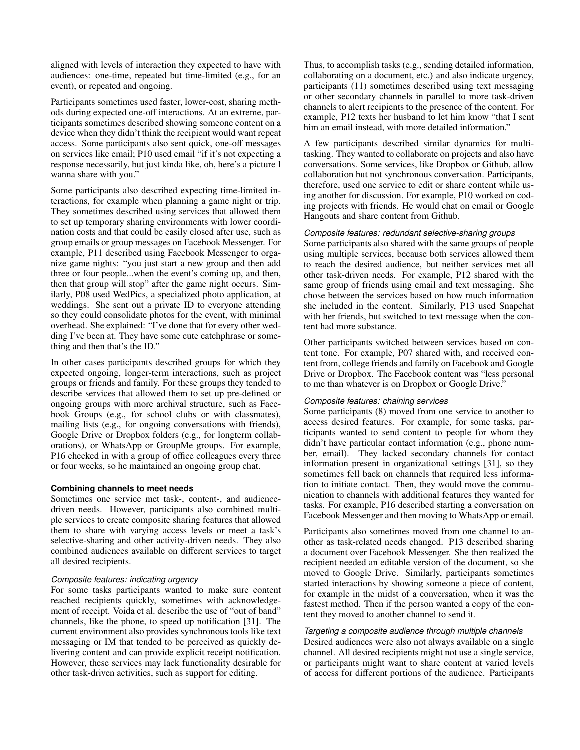aligned with levels of interaction they expected to have with audiences: one-time, repeated but time-limited (e.g., for an event), or repeated and ongoing.

Participants sometimes used faster, lower-cost, sharing methods during expected one-off interactions. At an extreme, participants sometimes described showing someone content on a device when they didn't think the recipient would want repeat access. Some participants also sent quick, one-off messages on services like email; P10 used email "if it's not expecting a response necessarily, but just kinda like, oh, here's a picture I wanna share with you."

Some participants also described expecting time-limited interactions, for example when planning a game night or trip. They sometimes described using services that allowed them to set up temporary sharing environments with lower coordination costs and that could be easily closed after use, such as group emails or group messages on Facebook Messenger. For example, P11 described using Facebook Messenger to organize game nights: "you just start a new group and then add three or four people...when the event's coming up, and then, then that group will stop" after the game night occurs. Similarly, P08 used WedPics, a specialized photo application, at weddings. She sent out a private ID to everyone attending so they could consolidate photos for the event, with minimal overhead. She explained: "I've done that for every other wedding I've been at. They have some cute catchphrase or something and then that's the ID."

In other cases participants described groups for which they expected ongoing, longer-term interactions, such as project groups or friends and family. For these groups they tended to describe services that allowed them to set up pre-defined or ongoing groups with more archival structure, such as Facebook Groups (e.g., for school clubs or with classmates), mailing lists (e.g., for ongoing conversations with friends), Google Drive or Dropbox folders (e.g., for longterm collaborations), or WhatsApp or GroupMe groups. For example, P16 checked in with a group of office colleagues every three or four weeks, so he maintained an ongoing group chat.

### Combining channels to meet needs

Sometimes one service met task-, content-, and audience-driven needs. However, participants also combined multiple services to create composite sharing features that allowed them to share with varying access levels or meet a task's selective-sharing and other activity-driven needs. They also combined audiences available on different services to target all desired recipients.

#### *Composite features: indicating urgency*

For some tasks participants wanted to make sure content reached recipients quickly, sometimes with acknowledgement of receipt. Voida et al. describe the use of "out of band" channels, like the phone, to speed up notification [31]. The current environment also provides synchronous tools like text messaging or IM that tended to be perceived as quickly delivering content and can provide explicit receipt notification. However, these services may lack functionality desirable for other task-driven activities, such as support for editing.

Thus, to accomplish tasks (e.g., sending detailed information, collaborating on a document, etc.) and also indicate urgency, participants (11) sometimes described using text messaging or other secondary channels in parallel to more task-driven channels to alert recipients to the presence of the content. For example, P12 texts her husband to let him know "that I sent him an email instead, with more detailed information."

A few participants described similar dynamics for multitasking. They wanted to collaborate on projects and also have conversations. Some services, like Dropbox or Github, allow collaboration but not synchronous conversation. Participants, therefore, used one service to edit or share content while using another for discussion. For example, P10 worked on coding projects with friends. He would chat on email or Google Hangouts and share content from Github.

#### *Composite features: redundant selective-sharing groups*

Some participants also shared with the same groups of people using multiple services, because both services allowed them to reach the desired audience, but neither services met all other task-driven needs. For example, P12 shared with the same group of friends using email and text messaging. She chose between the services based on how much information she included in the content. Similarly, P13 used Snapchat with her friends, but switched to text message when the content had more substance.

Other participants switched between services based on content tone. For example, P07 shared with, and received content from, college friends and family on Facebook and Google Drive or Dropbox. The Facebook content was "less personal to me than whatever is on Dropbox or Google Drive."

#### *Composite features: chaining services*

Some participants (8) moved from one service to another to access desired features. For example, for some tasks, participants wanted to send content to people for whom they didn't have particular contact information (e.g., phone number, email). They lacked secondary channels for contact information present in organizational settings [31], so they sometimes fell back on channels that required less information to initiate contact. Then, they would move the communication to channels with additional features they wanted for tasks. For example, P16 described starting a conversation on Facebook Messenger and then moving to WhatsApp or email.

Participants also sometimes moved from one channel to another as task-related needs changed. P13 described sharing a document over Facebook Messenger. She then realized the recipient needed an editable version of the document, so she moved to Google Drive. Similarly, participants sometimes started interactions by showing someone a piece of content, for example in the midst of a conversation, when it was the fastest method. Then if the person wanted a copy of the content they moved to another channel to send it.

#### *Targeting a composite audience through multiple channels*

Desired audiences were also not always available on a single channel. All desired recipients might not use a single service, or participants might want to share content at varied levels of access for different portions of the audience. Participants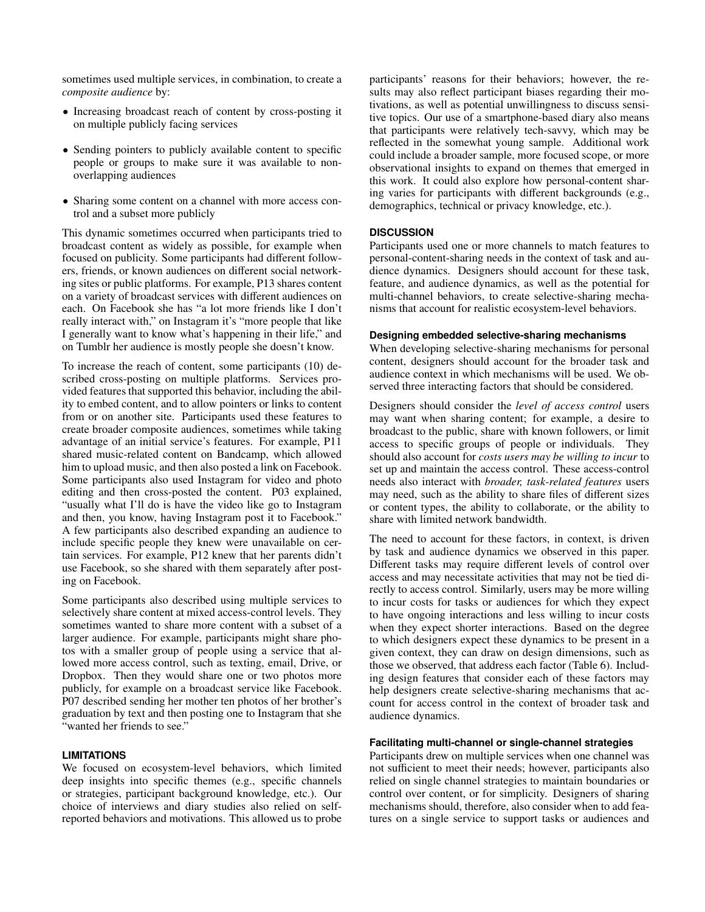sometimes used multiple services, in combination, to create a *composite audience* by:

- Increasing broadcast reach of content by cross-posting it on multiple publicly facing services
- Sending pointers to publicly available content to specific people or groups to make sure it was available to non-overlapping audiences
- Sharing some content on a channel with more access control and a subset more publicly

This dynamic sometimes occurred when participants tried to broadcast content as widely as possible, for example when focused on publicity. Some participants had different followers, friends, or known audiences on different social networking sites or public platforms. For example, P13 shares content on a variety of broadcast services with different audiences on each. On Facebook she has "a lot more friends like I don't really interact with," on Instagram it's "more people that like I generally want to know what's happening in their life," and on Tumblr her audience is mostly people she doesn't know.

To increase the reach of content, some participants (10) described cross-posting on multiple platforms. Services provided features that supported this behavior, including the ability to embed content, and to allow pointers or links to content from or on another site. Participants used these features to create broader composite audiences, sometimes while taking advantage of an initial service's features. For example, P11 shared music-related content on Bandcamp, which allowed him to upload music, and then also posted a link on Facebook. Some participants also used Instagram for video and photo editing and then cross-posted the content. P03 explained, "usually what I'll do is have the video like go to Instagram and then, you know, having Instagram post it to Facebook." A few participants also described expanding an audience to include specific people they knew were unavailable on certain services. For example, P12 knew that her parents didn't use Facebook, so she shared with them separately after posting on Facebook.

Some participants also described using multiple services to selectively share content at mixed access-control levels. They sometimes wanted to share more content with a subset of a larger audience. For example, participants might share photos with a smaller group of people using a service that allowed more access control, such as texting, email, Drive, or Dropbox. Then they would share one or two photos more publicly, for example on a broadcast service like Facebook. P07 described sending her mother ten photos of her brother's graduation by text and then posting one to Instagram that she "wanted her friends to see."

## LIMITATIONS

We focused on ecosystem-level behaviors, which limited deep insights into specific themes (e.g., specific channels or strategies, participant background knowledge, etc.). Our choice of interviews and diary studies also relied on self-reported behaviors and motivations. This allowed us to probe participants' reasons for their behaviors; however, the results may also reflect participant biases regarding their motivations, as well as potential unwillingness to discuss sensitive topics. Our use of a smartphone-based diary also means that participants were relatively tech-savvy, which may be reflected in the somewhat young sample. Additional work could include a broader sample, more focused scope, or more observational insights to expand on themes that emerged in this work. It could also explore how personal-content sharing varies for participants with different backgrounds (e.g., demographics, technical or privacy knowledge, etc.).

## DISCUSSION

Participants used one or more channels to match features to personal-content-sharing needs in the context of task and audience dynamics. Designers should account for these task, feature, and audience dynamics, as well as the potential for multi-channel behaviors, to create selective-sharing mechanisms that account for realistic ecosystem-level behaviors.

### Designing embedded selective-sharing mechanisms

When developing selective-sharing mechanisms for personal content, designers should account for the broader task and audience context in which mechanisms will be used. We observed three interacting factors that should be considered.

Designers should consider the *level of access control* users may want when sharing content; for example, a desire to broadcast to the public, share with known followers, or limit access to specific groups of people or individuals. They should also account for *costs users may be willing to incur* to set up and maintain the access control. These access-control needs also interact with *broader, task-related features* users may need, such as the ability to share files of different sizes or content types, the ability to collaborate, or the ability to share with limited network bandwidth.

The need to account for these factors, in context, is driven by task and audience dynamics we observed in this paper. Different tasks may require different levels of control over access and may necessitate activities that may not be tied directly to access control. Similarly, users may be more willing to incur costs for tasks or audiences for which they expect to have ongoing interactions and less willing to incur costs when they expect shorter interactions. Based on the degree to which designers expect these dynamics to be present in a given context, they can draw on design dimensions, such as those we observed, that address each factor (Table 6). Including design features that consider each of these factors may help designers create selective-sharing mechanisms that account for access control in the context of broader task and audience dynamics.

### Facilitating multi-channel or single-channel strategies

Participants drew on multiple services when one channel was not sufficient to meet their needs; however, participants also relied on single channel strategies to maintain boundaries or control over content, or for simplicity. Designers of sharing mechanisms should, therefore, also consider when to add features on a single service to support tasks or audiences and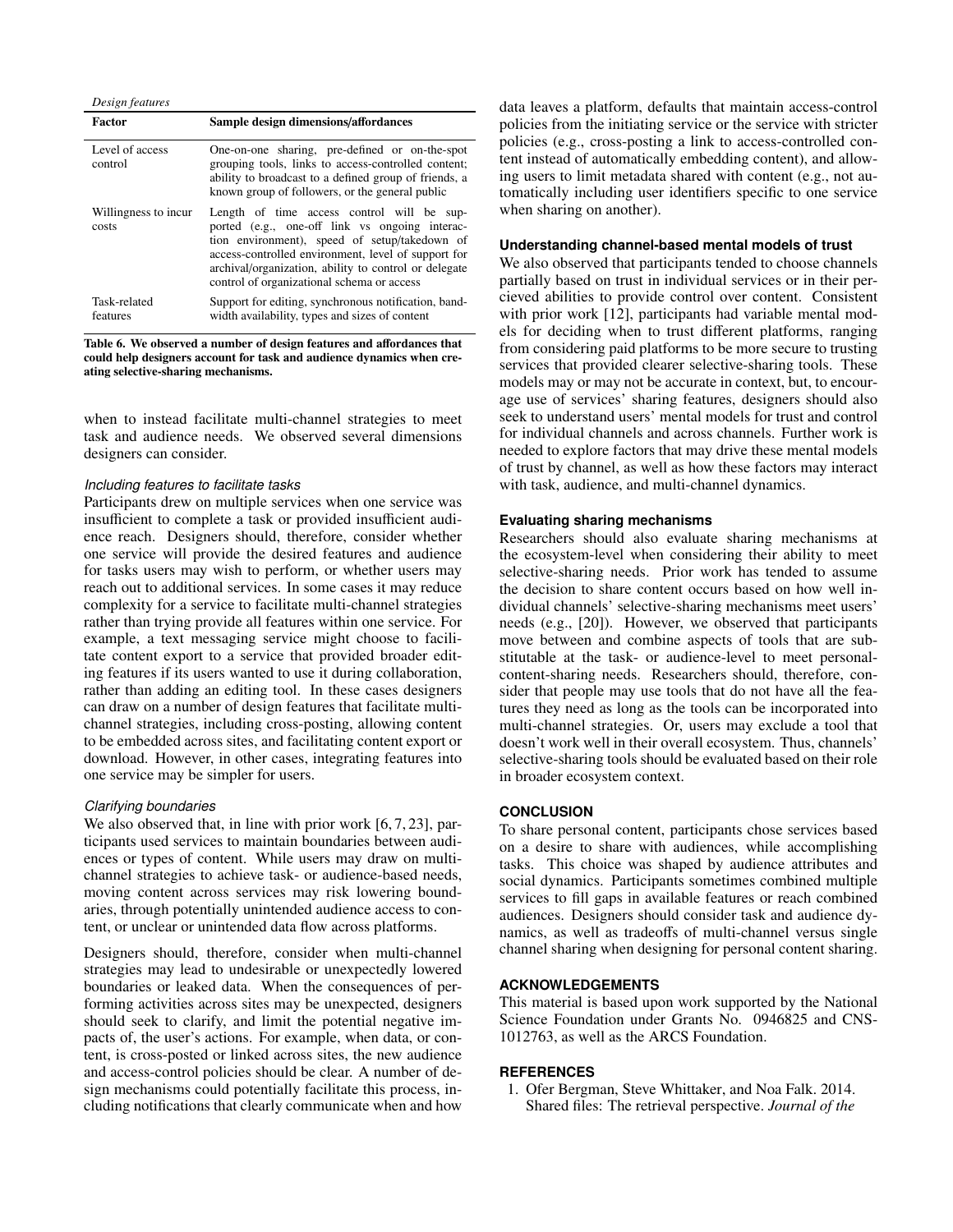*Design features*

| Factor | Sample design dimensions/affordances |
|---|---|
| Level of access control | One-on-one sharing, pre-defined or on-the-spot grouping tools, links to access-controlled content; ability to broadcast to a defined group of friends, a known group of followers, or the general public |
| Willingness to incur costs | Length of time access control will be supported (e.g., one-off link vs ongoing interaction environment), speed of setup/takedown of access-controlled environment, level of support for archival/organization, ability to control or delegate control of organizational schema or access |
| Task-related features | Support for editing, synchronous notification, bandwidth availability, types and sizes of content |

**Table 6. We observed a number of design features and affordances that could help designers account for task and audience dynamics when creating selective-sharing mechanisms.**

when to instead facilitate multi-channel strategies to meet task and audience needs. We observed several dimensions designers can consider.

#### *Including features to facilitate tasks*

Participants drew on multiple services when one service was insufficient to complete a task or provided insufficient audience reach. Designers should, therefore, consider whether one service will provide the desired features and audience for tasks users may wish to perform, or whether users may reach out to additional services. In some cases it may reduce complexity for a service to facilitate multi-channel strategies rather than trying provide all features within one service. For example, a text messaging service might choose to facilitate content export to a service that provided broader editing features if its users wanted to use it during collaboration, rather than adding an editing tool. In these cases designers can draw on a number of design features that facilitate multi-channel strategies, including cross-posting, allowing content to be embedded across sites, and facilitating content export or download. However, in other cases, integrating features into one service may be simpler for users.

#### *Clarifying boundaries*

We also observed that, in line with prior work [6, 7, 23], participants used services to maintain boundaries between audiences or types of content. While users may draw on multi-channel strategies to achieve task- or audience-based needs, moving content across services may risk lowering boundaries, through potentially unintended audience access to content, or unclear or unintended data flow across platforms.

Designers should, therefore, consider when multi-channel strategies may lead to undesirable or unexpectedly lowered boundaries or leaked data. When the consequences of performing activities across sites may be unexpected, designers should seek to clarify, and limit the potential negative impacts of, the user's actions. For example, when data, or content, is cross-posted or linked across sites, the new audience and access-control policies should be clear. A number of design mechanisms could potentially facilitate this process, including notifications that clearly communicate when and how data leaves a platform, defaults that maintain access-control policies from the initiating service or the service with stricter policies (e.g., cross-posting a link to access-controlled content instead of automatically embedding content), and allowing users to limit metadata shared with content (e.g., not automatically including user identifiers specific to one service when sharing on another).

### Understanding channel-based mental models of trust

We also observed that participants tended to choose channels partially based on trust in individual services or in their percieved abilities to provide control over content. Consistent with prior work [12], participants had variable mental models for deciding when to trust different platforms, ranging from considering paid platforms to be more secure to trusting services that provided clearer selective-sharing tools. These models may or may not be accurate in context, but, to encourage use of services' sharing features, designers should also seek to understand users' mental models for trust and control for individual channels and across channels. Further work is needed to explore factors that may drive these mental models of trust by channel, as well as how these factors may interact with task, audience, and multi-channel dynamics.

### Evaluating sharing mechanisms

Researchers should also evaluate sharing mechanisms at the ecosystem-level when considering their ability to meet selective-sharing needs. Prior work has tended to assume the decision to share content occurs based on how well individual channels' selective-sharing mechanisms meet users' needs (e.g., [20]). However, we observed that participants move between and combine aspects of tools that are substitutable at the task- or audience-level to meet personal-content-sharing needs. Researchers should, therefore, consider that people may use tools that do not have all the features they need as long as the tools can be incorporated into multi-channel strategies. Or, users may exclude a tool that doesn't work well in their overall ecosystem. Thus, channels' selective-sharing tools should be evaluated based on their role in broader ecosystem context.

## CONCLUSION

To share personal content, participants chose services based on a desire to share with audiences, while accomplishing tasks. This choice was shaped by audience attributes and social dynamics. Participants sometimes combined multiple services to fill gaps in available features or reach combined audiences. Designers should consider task and audience dynamics, as well as tradeoffs of multi-channel versus single channel sharing when designing for personal content sharing.

## ACKNOWLEDGEMENTS

This material is based upon work supported by the National Science Foundation under Grants No. 0946825 and CNS-1012763, as well as the ARCS Foundation.

## REFERENCES

1. Ofer Bergman, Steve Whittaker, and Noa Falk. 2014. Shared files: The retrieval perspective. *Journal of the*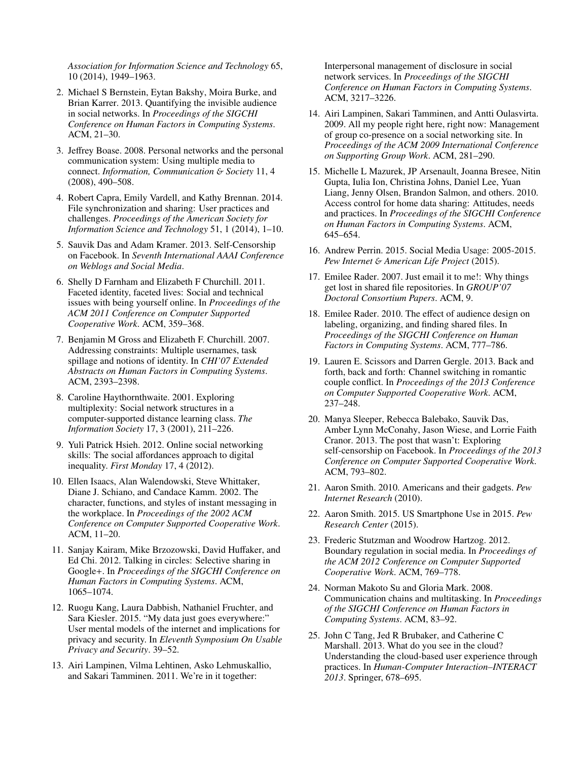*Association for Information Science and Technology* 65, 10 (2014), 1949–1963.

2. Michael S Bernstein, Eytan Bakshy, Moira Burke, and Brian Karrer. 2013. Quantifying the invisible audience in social networks. In *Proceedings of the SIGCHI Conference on Human Factors in Computing Systems*. ACM, 21–30.
3. Jeffrey Boase. 2008. Personal networks and the personal communication system: Using multiple media to connect. *Information, Communication & Society* 11, 4 (2008), 490–508.
4. Robert Capra, Emily Vardell, and Kathy Brennan. 2014. File synchronization and sharing: User practices and challenges. *Proceedings of the American Society for Information Science and Technology* 51, 1 (2014), 1–10.
5. Sauvik Das and Adam Kramer. 2013. Self-Censorship on Facebook. In *Seventh International AAAI Conference on Weblogs and Social Media*.
6. Shelly D Farnham and Elizabeth F Churchill. 2011. Faceted identity, faceted lives: Social and technical issues with being yourself online. In *Proceedings of the ACM 2011 Conference on Computer Supported Cooperative Work*. ACM, 359–368.
7. Benjamin M Gross and Elizabeth F. Churchill. 2007. Addressing constraints: Multiple usernames, task spillage and notions of identity. In *CHI'07 Extended Abstracts on Human Factors in Computing Systems*. ACM, 2393–2398.
8. Caroline Haythornthwaite. 2001. Exploring multiplexity: Social network structures in a computer-supported distance learning class. *The Information Society* 17, 3 (2001), 211–226.
9. Yuli Patrick Hsieh. 2012. Online social networking skills: The social affordances approach to digital inequality. *First Monday* 17, 4 (2012).
10. Ellen Isaacs, Alan Walendowski, Steve Whittaker, Diane J. Schiano, and Candace Kamm. 2002. The character, functions, and styles of instant messaging in the workplace. In *Proceedings of the 2002 ACM Conference on Computer Supported Cooperative Work*. ACM, 11–20.
11. Sanjay Kairam, Mike Brzozowski, David Huffaker, and Ed Chi. 2012. Talking in circles: Selective sharing in Google+. In *Proceedings of the SIGCHI Conference on Human Factors in Computing Systems*. ACM, 1065–1074.
12. Ruogu Kang, Laura Dabbish, Nathaniel Fruchter, and Sara Kiesler. 2015. "My data just goes everywhere:" User mental models of the internet and implications for privacy and security. In *Eleventh Symposium On Usable Privacy and Security*. 39–52.
13. Airi Lampinen, Vilma Lehtinen, Asko Lehmuskallio, and Sakari Tamminen. 2011. We're in it together: Interpersonal management of disclosure in social network services. In *Proceedings of the SIGCHI Conference on Human Factors in Computing Systems*. ACM, 3217–3226.
14. Airi Lampinen, Sakari Tamminen, and Antti Oulasvirta. 2009. All my people right here, right now: Management of group co-presence on a social networking site. In *Proceedings of the ACM 2009 International Conference on Supporting Group Work*. ACM, 281–290.
15. Michelle L Mazurek, JP Arsenault, Joanna Bresee, Nitin Gupta, Iulia Ion, Christina Johns, Daniel Lee, Yuan Liang, Jenny Olsen, Brandon Salmon, and others. 2010. Access control for home data sharing: Attitudes, needs and practices. In *Proceedings of the SIGCHI Conference on Human Factors in Computing Systems*. ACM, 645–654.
16. Andrew Perrin. 2015. Social Media Usage: 2005-2015. *Pew Internet & American Life Project* (2015).
17. Emilee Rader. 2007. Just email it to me!: Why things get lost in shared file repositories. In *GROUP'07 Doctoral Consortium Papers*. ACM, 9.
18. Emilee Rader. 2010. The effect of audience design on labeling, organizing, and finding shared files. In *Proceedings of the SIGCHI Conference on Human Factors in Computing Systems*. ACM, 777–786.
19. Lauren E. Scissors and Darren Gergle. 2013. Back and forth, back and forth: Channel switching in romantic couple conflict. In *Proceedings of the 2013 Conference on Computer Supported Cooperative Work*. ACM, 237–248.
20. Manya Sleeper, Rebecca Balebako, Sauvik Das, Amber Lynn McConahy, Jason Wiese, and Lorrie Faith Cranor. 2013. The post that wasn't: Exploring self-censorship on Facebook. In *Proceedings of the 2013 Conference on Computer Supported Cooperative Work*. ACM, 793–802.
21. Aaron Smith. 2010. Americans and their gadgets. *Pew Internet Research* (2010).
22. Aaron Smith. 2015. US Smartphone Use in 2015. *Pew Research Center* (2015).
23. Frederic Stutzman and Woodrow Hartzog. 2012. Boundary regulation in social media. In *Proceedings of the ACM 2012 Conference on Computer Supported Cooperative Work*. ACM, 769–778.
24. Norman Makoto Su and Gloria Mark. 2008. Communication chains and multitasking. In *Proceedings of the SIGCHI Conference on Human Factors in Computing Systems*. ACM, 83–92.
25. John C Tang, Jed R Brubaker, and Catherine C Marshall. 2013. What do you see in the cloud? Understanding the cloud-based user experience through practices. In *Human-Computer Interaction–INTERACT 2013*. Springer, 678–695.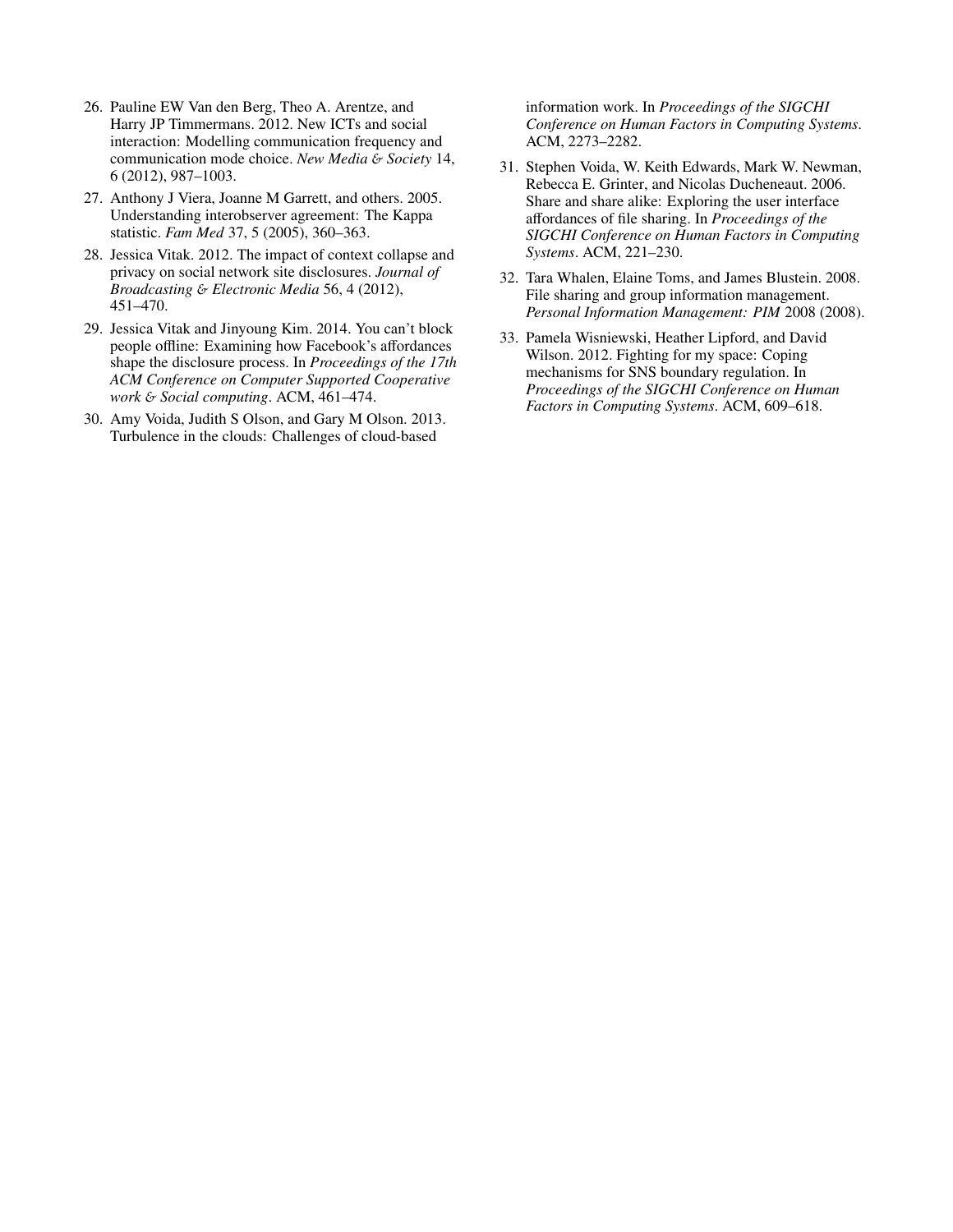26. Pauline EW Van den Berg, Theo A. Arentze, and Harry JP Timmermans. 2012. New ICTs and social interaction: Modelling communication frequency and communication mode choice. *New Media & Society* 14, 6 (2012), 987–1003.
27. Anthony J Viera, Joanne M Garrett, and others. 2005. Understanding interobserver agreement: The Kappa statistic. *Fam Med* 37, 5 (2005), 360–363.
28. Jessica Vitak. 2012. The impact of context collapse and privacy on social network site disclosures. *Journal of Broadcasting & Electronic Media* 56, 4 (2012), 451–470.
29. Jessica Vitak and Jinyoung Kim. 2014. You can't block people offline: Examining how Facebook's affordances shape the disclosure process. In *Proceedings of the 17th ACM Conference on Computer Supported Cooperative work & Social computing*. ACM, 461–474.
30. Amy Voida, Judith S Olson, and Gary M Olson. 2013. Turbulence in the clouds: Challenges of cloud-based information work. In *Proceedings of the SIGCHI Conference on Human Factors in Computing Systems*. ACM, 2273–2282.
31. Stephen Voida, W. Keith Edwards, Mark W. Newman, Rebecca E. Grinter, and Nicolas Ducheneaut. 2006. Share and share alike: Exploring the user interface affordances of file sharing. In *Proceedings of the SIGCHI Conference on Human Factors in Computing Systems*. ACM, 221–230.
32. Tara Whalen, Elaine Toms, and James Blustein. 2008. File sharing and group information management. *Personal Information Management: PIM* 2008 (2008).
33. Pamela Wisniewski, Heather Lipford, and David Wilson. 2012. Fighting for my space: Coping mechanisms for SNS boundary regulation. In *Proceedings of the SIGCHI Conference on Human Factors in Computing Systems*. ACM, 609–618.